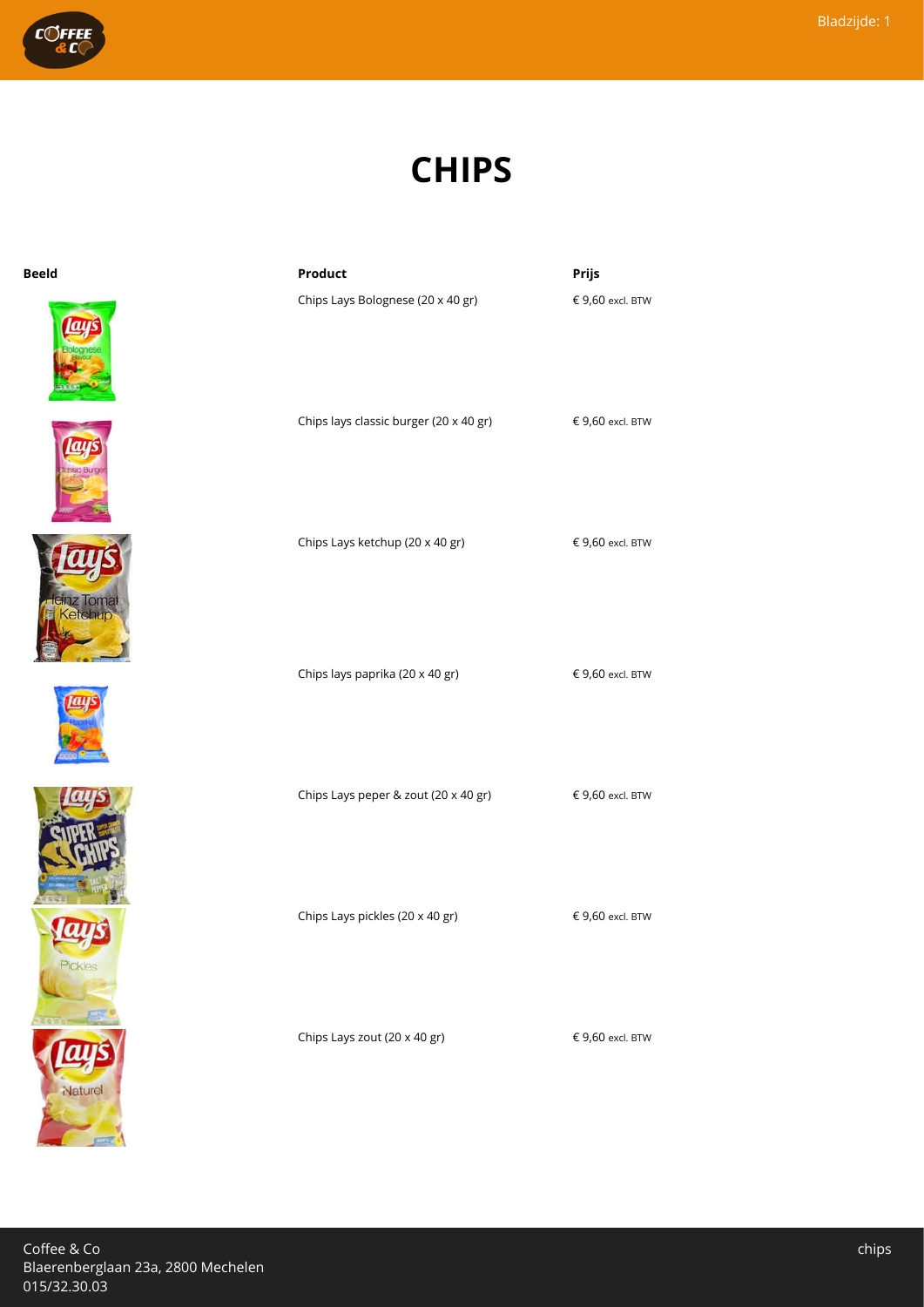# CHIPS

| Beeld | Product | Prijs |
| --- | --- | --- |
| | Chips Lays Bolognese (20 x 40 gr) | € 9,60 excl. BTW |
| | Chips lays classic burger (20 x 40 gr) | € 9,60 excl. BTW |
| | Chips Lays ketchup (20 x 40 gr) | € 9,60 excl. BTW |
| | Chips lays paprika (20 x 40 gr) | € 9,60 excl. BTW |
| | Chips Lays peper & zout (20 x 40 gr) | € 9,60 excl. BTW |
| | Chips Lays pickles (20 x 40 gr) | € 9,60 excl. BTW |
| | Chips Lays zout (20 x 40 gr) | € 9,60 excl. BTW |

Coffee & Co
Blaerenberglaan 23a, 2800 Mechelen
015/32.30.03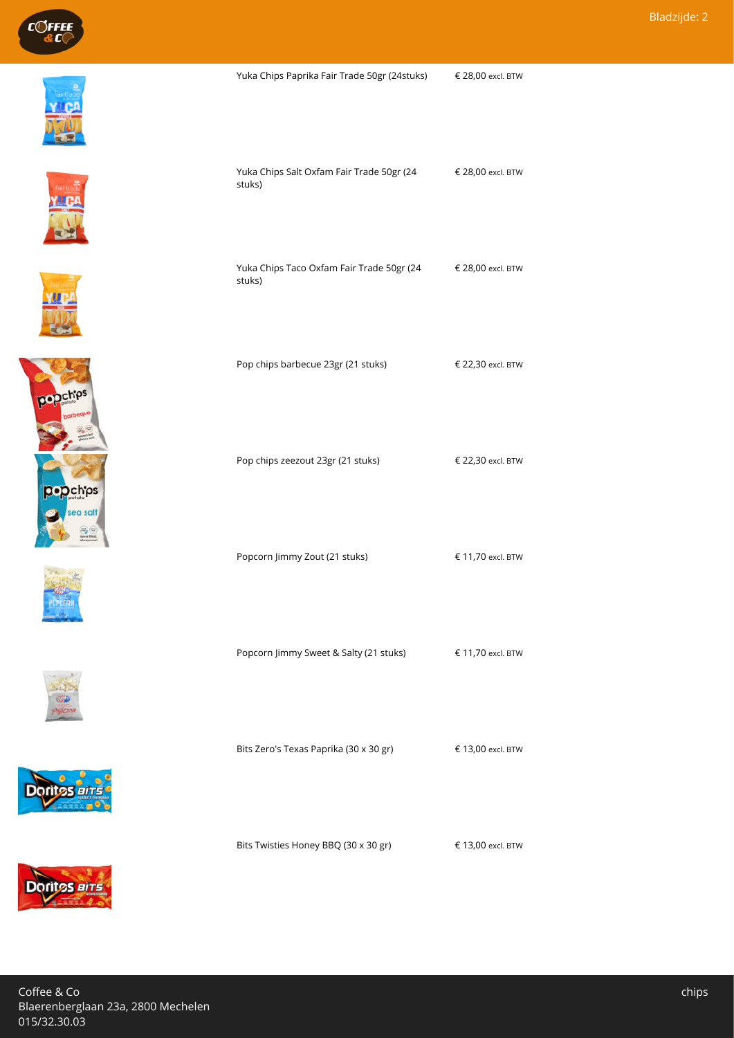| Product | Prijs |
|---|---|
| Yuka Chips Paprika Fair Trade 50gr (24stuks) | € 28,00 excl. BTW |
| Yuka Chips Salt Oxfam Fair Trade 50gr (24 stuks) | € 28,00 excl. BTW |
| Yuka Chips Taco Oxfam Fair Trade 50gr (24 stuks) | € 28,00 excl. BTW |
| Pop chips barbecue 23gr (21 stuks) | € 22,30 excl. BTW |
| Pop chips zeezout 23gr (21 stuks) | € 22,30 excl. BTW |
| Popcorn Jimmy Zout (21 stuks) | € 11,70 excl. BTW |
| Popcorn Jimmy Sweet & Salty (21 stuks) | € 11,70 excl. BTW |
| Bits Zero's Texas Paprika (30 x 30 gr) | € 13,00 excl. BTW |
| Bits Twisties Honey BBQ (30 x 30 gr) | € 13,00 excl. BTW |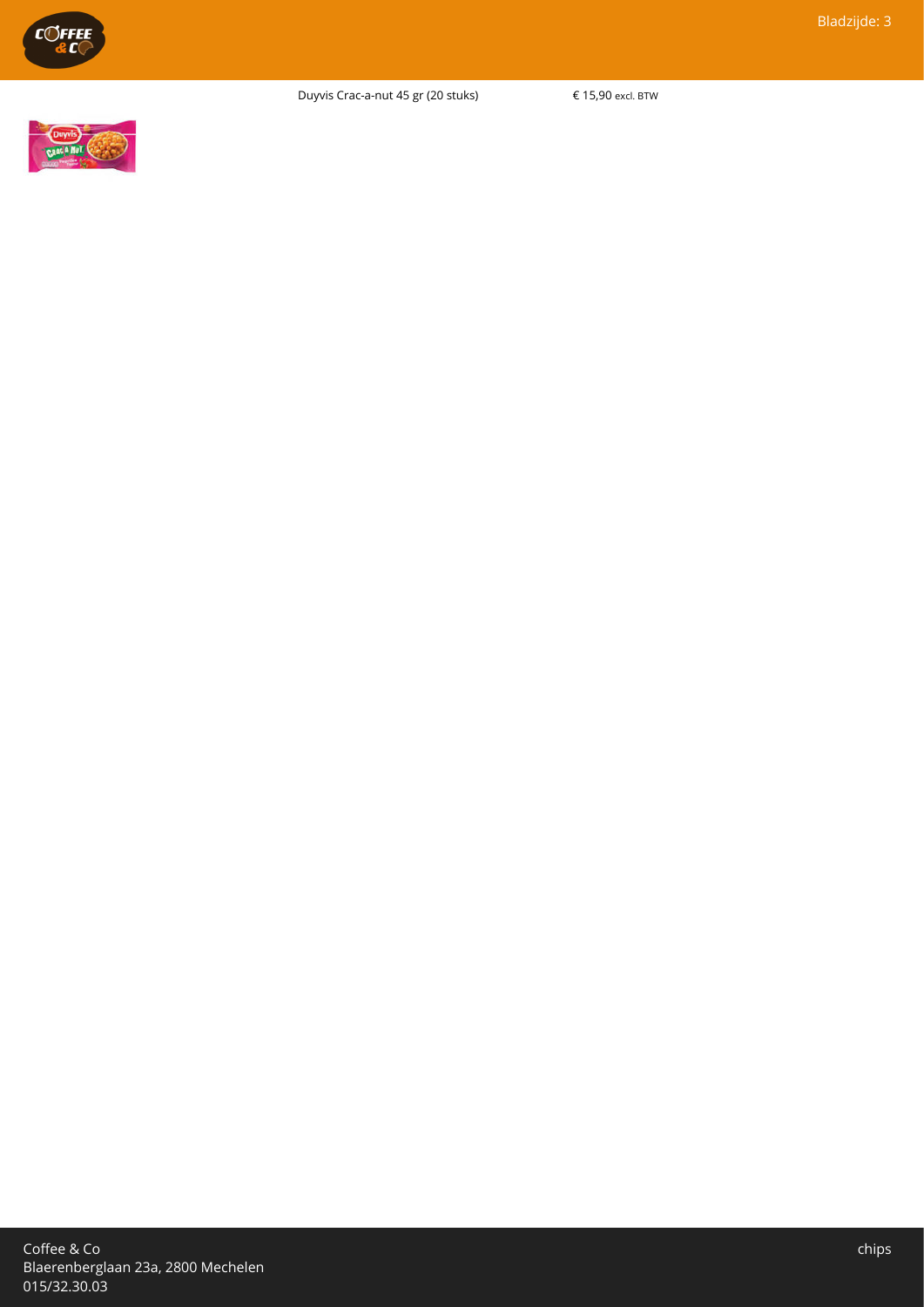Duyvis Crac-a-nut 45 gr (20 stuks) € 15,90 excl. BTW